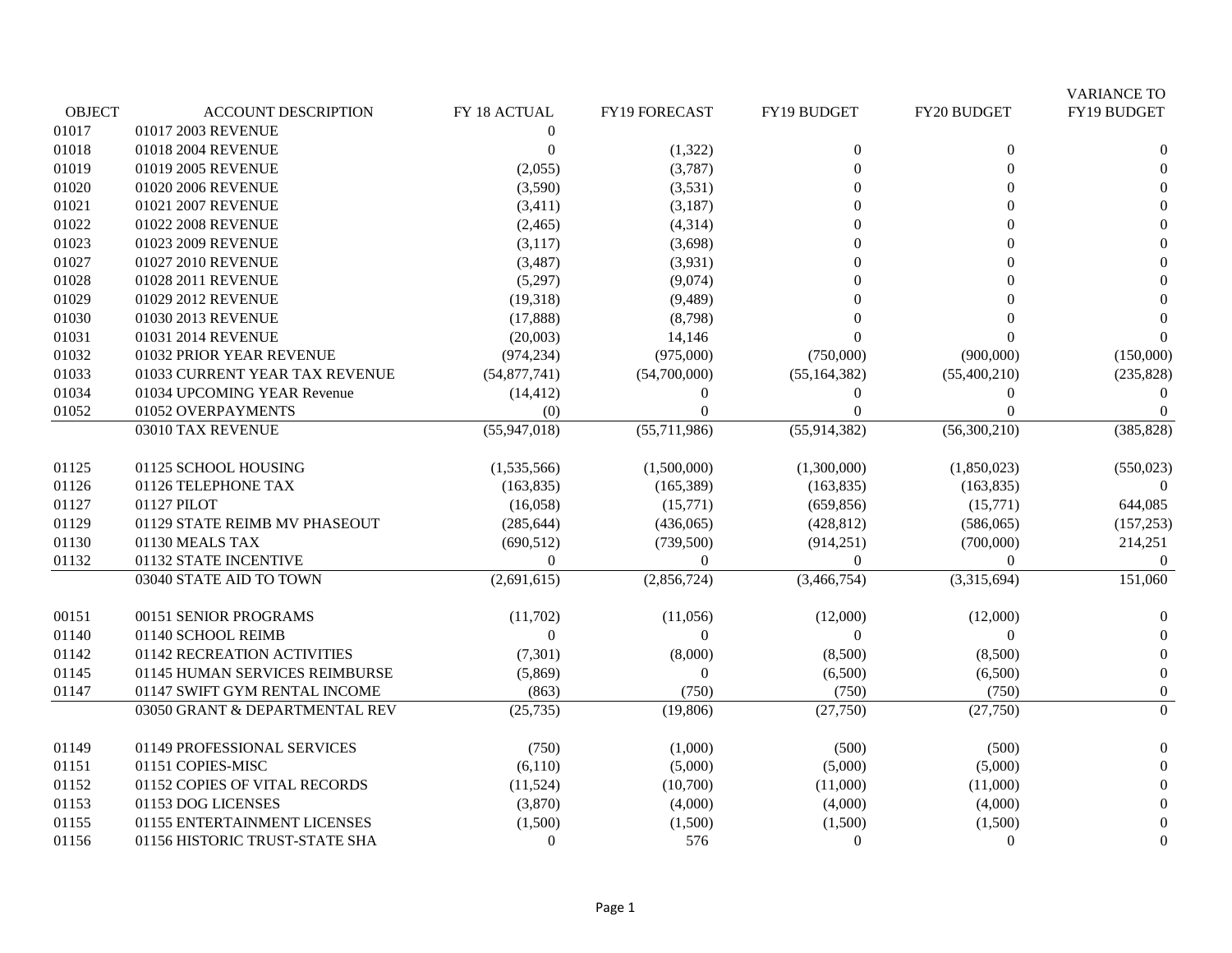| OBJECT | ACCOUNT DESCRIPTION | FY 18 ACTUAL | FY19 FORECAST | FY19 BUDGET | FY20 BUDGET | VARIANCE TO FY19 BUDGET |
|---|---|---|---|---|---|---|
| 01017 | 01017 2003 REVENUE | 0 | | | | |
| 01018 | 01018 2004 REVENUE | 0 | (1,322) | 0 | 0 | 0 |
| 01019 | 01019 2005 REVENUE | (2,055) | (3,787) | 0 | 0 | 0 |
| 01020 | 01020 2006 REVENUE | (3,590) | (3,531) | 0 | 0 | 0 |
| 01021 | 01021 2007 REVENUE | (3,411) | (3,187) | 0 | 0 | 0 |
| 01022 | 01022 2008 REVENUE | (2,465) | (4,314) | 0 | 0 | 0 |
| 01023 | 01023 2009 REVENUE | (3,117) | (3,698) | 0 | 0 | 0 |
| 01027 | 01027 2010 REVENUE | (3,487) | (3,931) | 0 | 0 | 0 |
| 01028 | 01028 2011 REVENUE | (5,297) | (9,074) | 0 | 0 | 0 |
| 01029 | 01029 2012 REVENUE | (19,318) | (9,489) | 0 | 0 | 0 |
| 01030 | 01030 2013 REVENUE | (17,888) | (8,798) | 0 | 0 | 0 |
| 01031 | 01031 2014 REVENUE | (20,003) | 14,146 | 0 | 0 | 0 |
| 01032 | 01032 PRIOR YEAR REVENUE | (974,234) | (975,000) | (750,000) | (900,000) | (150,000) |
| 01033 | 01033 CURRENT YEAR TAX REVENUE | (54,877,741) | (54,700,000) | (55,164,382) | (55,400,210) | (235,828) |
| 01034 | 01034 UPCOMING YEAR Revenue | (14,412) | 0 | 0 | 0 | 0 |
| 01052 | 01052 OVERPAYMENTS | (0) | 0 | 0 | 0 | 0 |
| | 03010 TAX REVENUE | (55,947,018) | (55,711,986) | (55,914,382) | (56,300,210) | (385,828) |
| | | | | | | |
| 01125 | 01125 SCHOOL HOUSING | (1,535,566) | (1,500,000) | (1,300,000) | (1,850,023) | (550,023) |
| 01126 | 01126 TELEPHONE TAX | (163,835) | (165,389) | (163,835) | (163,835) | 0 |
| 01127 | 01127 PILOT | (16,058) | (15,771) | (659,856) | (15,771) | 644,085 |
| 01129 | 01129 STATE REIMB MV PHASEOUT | (285,644) | (436,065) | (428,812) | (586,065) | (157,253) |
| 01130 | 01130 MEALS TAX | (690,512) | (739,500) | (914,251) | (700,000) | 214,251 |
| 01132 | 01132 STATE INCENTIVE | 0 | 0 | 0 | 0 | 0 |
| | 03040 STATE AID TO TOWN | (2,691,615) | (2,856,724) | (3,466,754) | (3,315,694) | 151,060 |
| | | | | | | |
| 00151 | 00151 SENIOR PROGRAMS | (11,702) | (11,056) | (12,000) | (12,000) | 0 |
| 01140 | 01140 SCHOOL REIMB | 0 | 0 | 0 | 0 | 0 |
| 01142 | 01142 RECREATION ACTIVITIES | (7,301) | (8,000) | (8,500) | (8,500) | 0 |
| 01145 | 01145 HUMAN SERVICES REIMBURSE | (5,869) | 0 | (6,500) | (6,500) | 0 |
| 01147 | 01147 SWIFT GYM RENTAL INCOME | (863) | (750) | (750) | (750) | 0 |
| | 03050 GRANT & DEPARTMENTAL REV | (25,735) | (19,806) | (27,750) | (27,750) | 0 |
| | | | | | | |
| 01149 | 01149 PROFESSIONAL SERVICES | (750) | (1,000) | (500) | (500) | 0 |
| 01151 | 01151 COPIES-MISC | (6,110) | (5,000) | (5,000) | (5,000) | 0 |
| 01152 | 01152 COPIES OF VITAL RECORDS | (11,524) | (10,700) | (11,000) | (11,000) | 0 |
| 01153 | 01153 DOG LICENSES | (3,870) | (4,000) | (4,000) | (4,000) | 0 |
| 01155 | 01155 ENTERTAINMENT LICENSES | (1,500) | (1,500) | (1,500) | (1,500) | 0 |
| 01156 | 01156 HISTORIC TRUST-STATE SHA | 0 | 576 | 0 | 0 | 0 |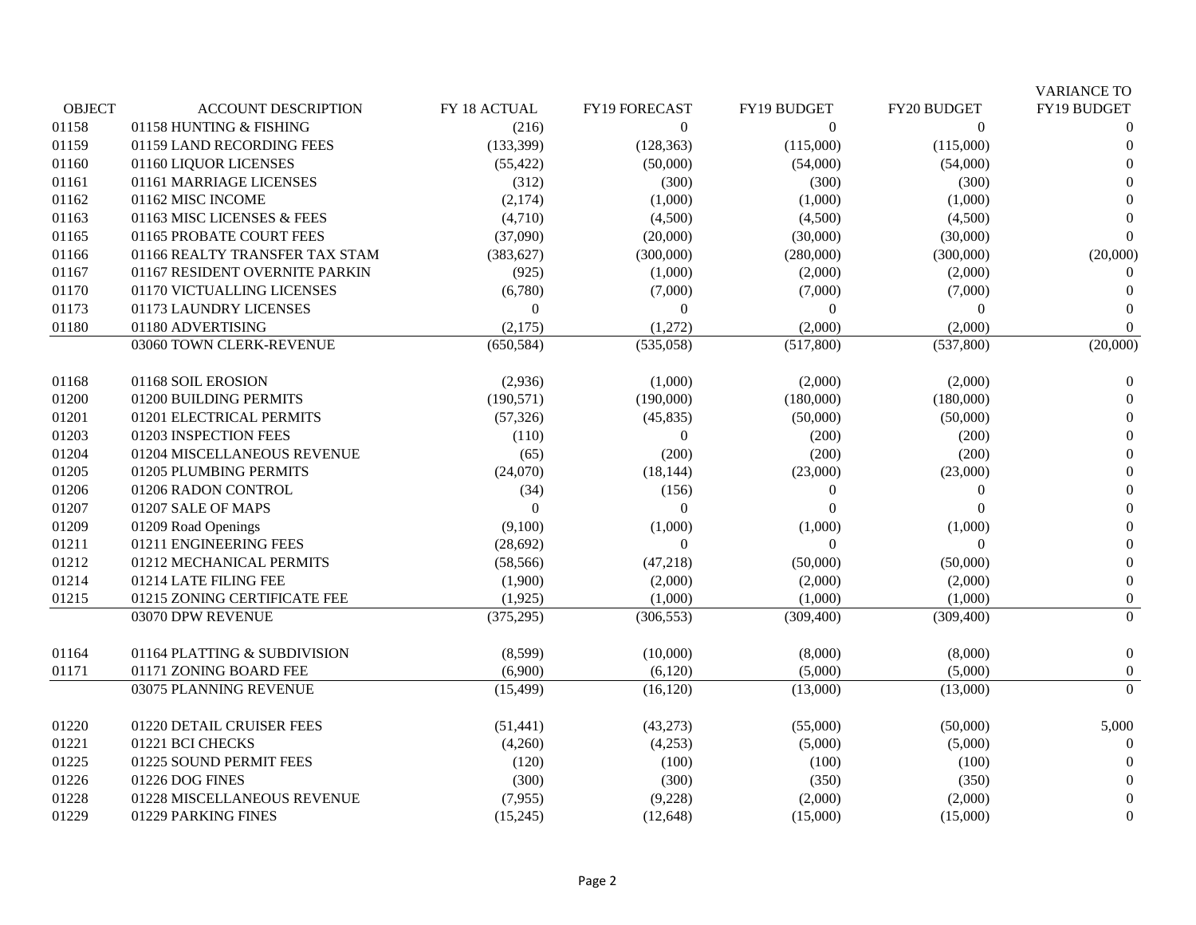| OBJECT | ACCOUNT DESCRIPTION | FY 18 ACTUAL | FY19 FORECAST | FY19 BUDGET | FY20 BUDGET | VARIANCE TO FY19 BUDGET |
|---|---|---|---|---|---|---|
| 01158 | 01158 HUNTING & FISHING | (216) | 0 | 0 | 0 | 0 |
| 01159 | 01159 LAND RECORDING FEES | (133,399) | (128,363) | (115,000) | (115,000) | 0 |
| 01160 | 01160 LIQUOR LICENSES | (55,422) | (50,000) | (54,000) | (54,000) | 0 |
| 01161 | 01161 MARRIAGE LICENSES | (312) | (300) | (300) | (300) | 0 |
| 01162 | 01162 MISC INCOME | (2,174) | (1,000) | (1,000) | (1,000) | 0 |
| 01163 | 01163 MISC LICENSES & FEES | (4,710) | (4,500) | (4,500) | (4,500) | 0 |
| 01165 | 01165 PROBATE COURT FEES | (37,090) | (20,000) | (30,000) | (30,000) | 0 |
| 01166 | 01166 REALTY TRANSFER TAX STAM | (383,627) | (300,000) | (280,000) | (300,000) | (20,000) |
| 01167 | 01167 RESIDENT OVERNITE PARKIN | (925) | (1,000) | (2,000) | (2,000) | 0 |
| 01170 | 01170 VICTUALLING LICENSES | (6,780) | (7,000) | (7,000) | (7,000) | 0 |
| 01173 | 01173 LAUNDRY LICENSES | 0 | 0 | 0 | 0 | 0 |
| 01180 | 01180 ADVERTISING | (2,175) | (1,272) | (2,000) | (2,000) | 0 |
| | 03060 TOWN CLERK-REVENUE | (650,584) | (535,058) | (517,800) | (537,800) | (20,000) |
| | | | | | | |
| 01168 | 01168 SOIL EROSION | (2,936) | (1,000) | (2,000) | (2,000) | 0 |
| 01200 | 01200 BUILDING PERMITS | (190,571) | (190,000) | (180,000) | (180,000) | 0 |
| 01201 | 01201 ELECTRICAL PERMITS | (57,326) | (45,835) | (50,000) | (50,000) | 0 |
| 01203 | 01203 INSPECTION FEES | (110) | 0 | (200) | (200) | 0 |
| 01204 | 01204 MISCELLANEOUS REVENUE | (65) | (200) | (200) | (200) | 0 |
| 01205 | 01205 PLUMBING PERMITS | (24,070) | (18,144) | (23,000) | (23,000) | 0 |
| 01206 | 01206 RADON CONTROL | (34) | (156) | 0 | 0 | 0 |
| 01207 | 01207 SALE OF MAPS | 0 | 0 | 0 | 0 | 0 |
| 01209 | 01209 Road Openings | (9,100) | (1,000) | (1,000) | (1,000) | 0 |
| 01211 | 01211 ENGINEERING FEES | (28,692) | 0 | 0 | 0 | 0 |
| 01212 | 01212 MECHANICAL PERMITS | (58,566) | (47,218) | (50,000) | (50,000) | 0 |
| 01214 | 01214 LATE FILING FEE | (1,900) | (2,000) | (2,000) | (2,000) | 0 |
| 01215 | 01215 ZONING CERTIFICATE FEE | (1,925) | (1,000) | (1,000) | (1,000) | 0 |
| | 03070 DPW REVENUE | (375,295) | (306,553) | (309,400) | (309,400) | 0 |
| | | | | | | |
| 01164 | 01164 PLATTING & SUBDIVISION | (8,599) | (10,000) | (8,000) | (8,000) | 0 |
| 01171 | 01171 ZONING BOARD FEE | (6,900) | (6,120) | (5,000) | (5,000) | 0 |
| | 03075 PLANNING REVENUE | (15,499) | (16,120) | (13,000) | (13,000) | 0 |
| | | | | | | |
| 01220 | 01220 DETAIL CRUISER FEES | (51,441) | (43,273) | (55,000) | (50,000) | 5,000 |
| 01221 | 01221 BCI CHECKS | (4,260) | (4,253) | (5,000) | (5,000) | 0 |
| 01225 | 01225 SOUND PERMIT FEES | (120) | (100) | (100) | (100) | 0 |
| 01226 | 01226 DOG FINES | (300) | (300) | (350) | (350) | 0 |
| 01228 | 01228 MISCELLANEOUS REVENUE | (7,955) | (9,228) | (2,000) | (2,000) | 0 |
| 01229 | 01229 PARKING FINES | (15,245) | (12,648) | (15,000) | (15,000) | 0 |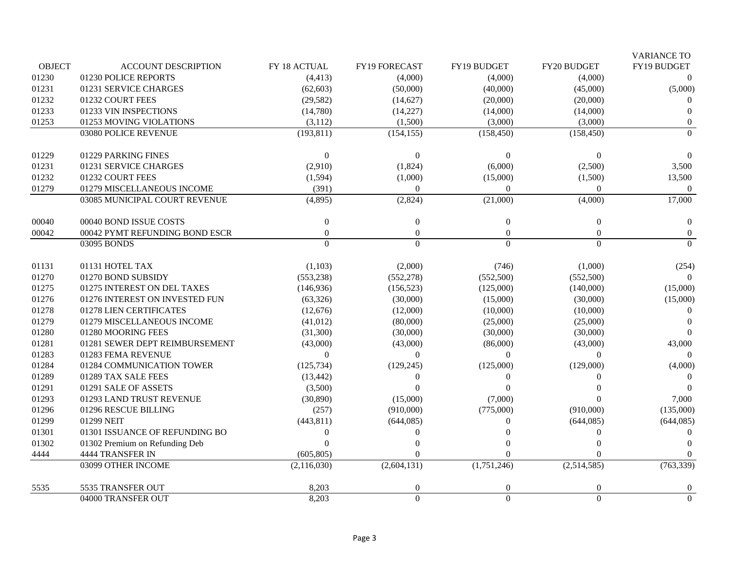| OBJECT | ACCOUNT DESCRIPTION | FY 18 ACTUAL | FY19 FORECAST | FY19 BUDGET | FY20 BUDGET | VARIANCE TO FY19 BUDGET |
|---|---|---|---|---|---|---|
| 01230 | 01230 POLICE REPORTS | (4,413) | (4,000) | (4,000) | (4,000) | 0 |
| 01231 | 01231 SERVICE CHARGES | (62,603) | (50,000) | (40,000) | (45,000) | (5,000) |
| 01232 | 01232 COURT FEES | (29,582) | (14,627) | (20,000) | (20,000) | 0 |
| 01233 | 01233 VIN INSPECTIONS | (14,780) | (14,227) | (14,000) | (14,000) | 0 |
| 01253 | 01253 MOVING VIOLATIONS | (3,112) | (1,500) | (3,000) | (3,000) | 0 |
| | 03080 POLICE REVENUE | (193,811) | (154,155) | (158,450) | (158,450) | 0 |
| | | | | | | |
| 01229 | 01229 PARKING FINES | 0 | 0 | 0 | 0 | 0 |
| 01231 | 01231 SERVICE CHARGES | (2,910) | (1,824) | (6,000) | (2,500) | 3,500 |
| 01232 | 01232 COURT FEES | (1,594) | (1,000) | (15,000) | (1,500) | 13,500 |
| 01279 | 01279 MISCELLANEOUS INCOME | (391) | 0 | 0 | 0 | 0 |
| | 03085 MUNICIPAL COURT REVENUE | (4,895) | (2,824) | (21,000) | (4,000) | 17,000 |
| | | | | | | |
| 00040 | 00040 BOND ISSUE COSTS | 0 | 0 | 0 | 0 | 0 |
| 00042 | 00042 PYMT REFUNDING BOND ESCR | 0 | 0 | 0 | 0 | 0 |
| | 03095 BONDS | 0 | 0 | 0 | 0 | 0 |
| | | | | | | |
| 01131 | 01131 HOTEL TAX | (1,103) | (2,000) | (746) | (1,000) | (254) |
| 01270 | 01270 BOND SUBSIDY | (553,238) | (552,278) | (552,500) | (552,500) | 0 |
| 01275 | 01275 INTEREST ON DEL TAXES | (146,936) | (156,523) | (125,000) | (140,000) | (15,000) |
| 01276 | 01276 INTEREST ON INVESTED FUN | (63,326) | (30,000) | (15,000) | (30,000) | (15,000) |
| 01278 | 01278 LIEN CERTIFICATES | (12,676) | (12,000) | (10,000) | (10,000) | 0 |
| 01279 | 01279 MISCELLANEOUS INCOME | (41,012) | (80,000) | (25,000) | (25,000) | 0 |
| 01280 | 01280 MOORING FEES | (31,300) | (30,000) | (30,000) | (30,000) | 0 |
| 01281 | 01281 SEWER DEPT REIMBURSEMENT | (43,000) | (43,000) | (86,000) | (43,000) | 43,000 |
| 01283 | 01283 FEMA REVENUE | 0 | 0 | 0 | 0 | 0 |
| 01284 | 01284 COMMUNICATION TOWER | (125,734) | (129,245) | (125,000) | (129,000) | (4,000) |
| 01289 | 01289 TAX SALE FEES | (13,442) | 0 | 0 | 0 | 0 |
| 01291 | 01291 SALE OF ASSETS | (3,500) | 0 | 0 | 0 | 0 |
| 01293 | 01293 LAND TRUST REVENUE | (30,890) | (15,000) | (7,000) | 0 | 7,000 |
| 01296 | 01296 RESCUE BILLING | (257) | (910,000) | (775,000) | (910,000) | (135,000) |
| 01299 | 01299 NEIT | (443,811) | (644,085) | 0 | (644,085) | (644,085) |
| 01301 | 01301 ISSUANCE OF REFUNDING BO | 0 | 0 | 0 | 0 | 0 |
| 01302 | 01302 Premium on Refunding Deb | 0 | 0 | 0 | 0 | 0 |
| 4444 | 4444 TRANSFER IN | (605,805) | 0 | 0 | 0 | 0 |
| | 03099 OTHER INCOME | (2,116,030) | (2,604,131) | (1,751,246) | (2,514,585) | (763,339) |
| | | | | | | |
| 5535 | 5535 TRANSFER OUT | 8,203 | 0 | 0 | 0 | 0 |
| | 04000 TRANSFER OUT | 8,203 | 0 | 0 | 0 | 0 |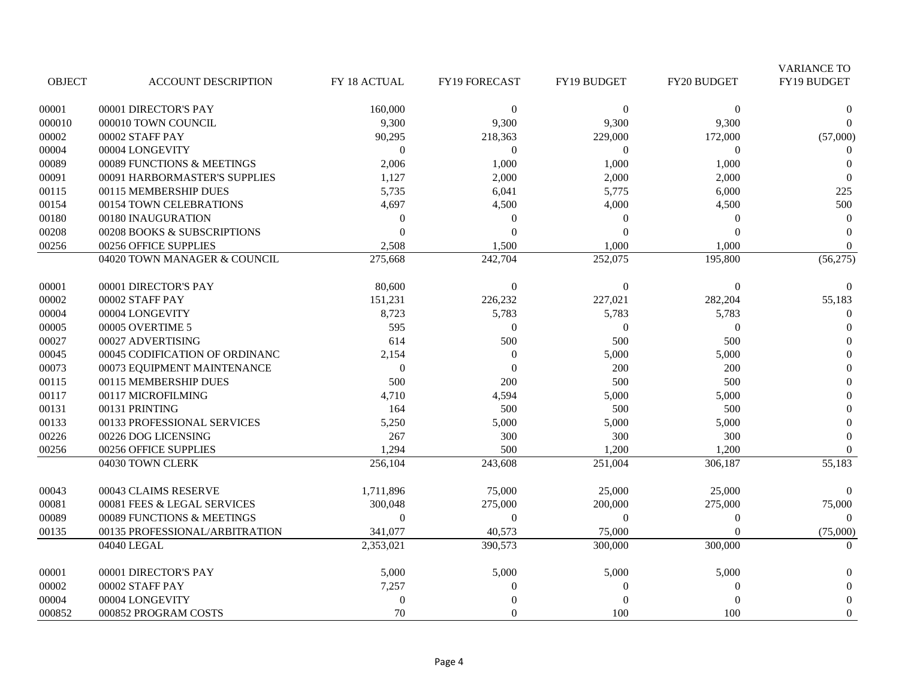| OBJECT | ACCOUNT DESCRIPTION | FY 18 ACTUAL | FY19 FORECAST | FY19 BUDGET | FY20 BUDGET | VARIANCE TO FY19 BUDGET |
|---|---|---|---|---|---|---|
| 00001 | 00001 DIRECTOR'S PAY | 160,000 | 0 | 0 | 0 | 0 |
| 000010 | 000010 TOWN COUNCIL | 9,300 | 9,300 | 9,300 | 9,300 | 0 |
| 00002 | 00002 STAFF PAY | 90,295 | 218,363 | 229,000 | 172,000 | (57,000) |
| 00004 | 00004 LONGEVITY | 0 | 0 | 0 | 0 | 0 |
| 00089 | 00089 FUNCTIONS & MEETINGS | 2,006 | 1,000 | 1,000 | 1,000 | 0 |
| 00091 | 00091 HARBORMASTER'S SUPPLIES | 1,127 | 2,000 | 2,000 | 2,000 | 0 |
| 00115 | 00115 MEMBERSHIP DUES | 5,735 | 6,041 | 5,775 | 6,000 | 225 |
| 00154 | 00154 TOWN CELEBRATIONS | 4,697 | 4,500 | 4,000 | 4,500 | 500 |
| 00180 | 00180 INAUGURATION | 0 | 0 | 0 | 0 | 0 |
| 00208 | 00208 BOOKS & SUBSCRIPTIONS | 0 | 0 | 0 | 0 | 0 |
| 00256 | 00256 OFFICE SUPPLIES | 2,508 | 1,500 | 1,000 | 1,000 | 0 |
| | 04020 TOWN MANAGER & COUNCIL | 275,668 | 242,704 | 252,075 | 195,800 | (56,275) |
| 00001 | 00001 DIRECTOR'S PAY | 80,600 | 0 | 0 | 0 | 0 |
| 00002 | 00002 STAFF PAY | 151,231 | 226,232 | 227,021 | 282,204 | 55,183 |
| 00004 | 00004 LONGEVITY | 8,723 | 5,783 | 5,783 | 5,783 | 0 |
| 00005 | 00005 OVERTIME 5 | 595 | 0 | 0 | 0 | 0 |
| 00027 | 00027 ADVERTISING | 614 | 500 | 500 | 500 | 0 |
| 00045 | 00045 CODIFICATION OF ORDINANC | 2,154 | 0 | 5,000 | 5,000 | 0 |
| 00073 | 00073 EQUIPMENT MAINTENANCE | 0 | 0 | 200 | 200 | 0 |
| 00115 | 00115 MEMBERSHIP DUES | 500 | 200 | 500 | 500 | 0 |
| 00117 | 00117 MICROFILMING | 4,710 | 4,594 | 5,000 | 5,000 | 0 |
| 00131 | 00131 PRINTING | 164 | 500 | 500 | 500 | 0 |
| 00133 | 00133 PROFESSIONAL SERVICES | 5,250 | 5,000 | 5,000 | 5,000 | 0 |
| 00226 | 00226 DOG LICENSING | 267 | 300 | 300 | 300 | 0 |
| 00256 | 00256 OFFICE SUPPLIES | 1,294 | 500 | 1,200 | 1,200 | 0 |
| | 04030 TOWN CLERK | 256,104 | 243,608 | 251,004 | 306,187 | 55,183 |
| 00043 | 00043 CLAIMS RESERVE | 1,711,896 | 75,000 | 25,000 | 25,000 | 0 |
| 00081 | 00081 FEES & LEGAL SERVICES | 300,048 | 275,000 | 200,000 | 275,000 | 75,000 |
| 00089 | 00089 FUNCTIONS & MEETINGS | 0 | 0 | 0 | 0 | 0 |
| 00135 | 00135 PROFESSIONAL/ARBITRATION | 341,077 | 40,573 | 75,000 | 0 | (75,000) |
| | 04040 LEGAL | 2,353,021 | 390,573 | 300,000 | 300,000 | 0 |
| 00001 | 00001 DIRECTOR'S PAY | 5,000 | 5,000 | 5,000 | 5,000 | 0 |
| 00002 | 00002 STAFF PAY | 7,257 | 0 | 0 | 0 | 0 |
| 00004 | 00004 LONGEVITY | 0 | 0 | 0 | 0 | 0 |
| 000852 | 000852 PROGRAM COSTS | 70 | 0 | 100 | 100 | 0 |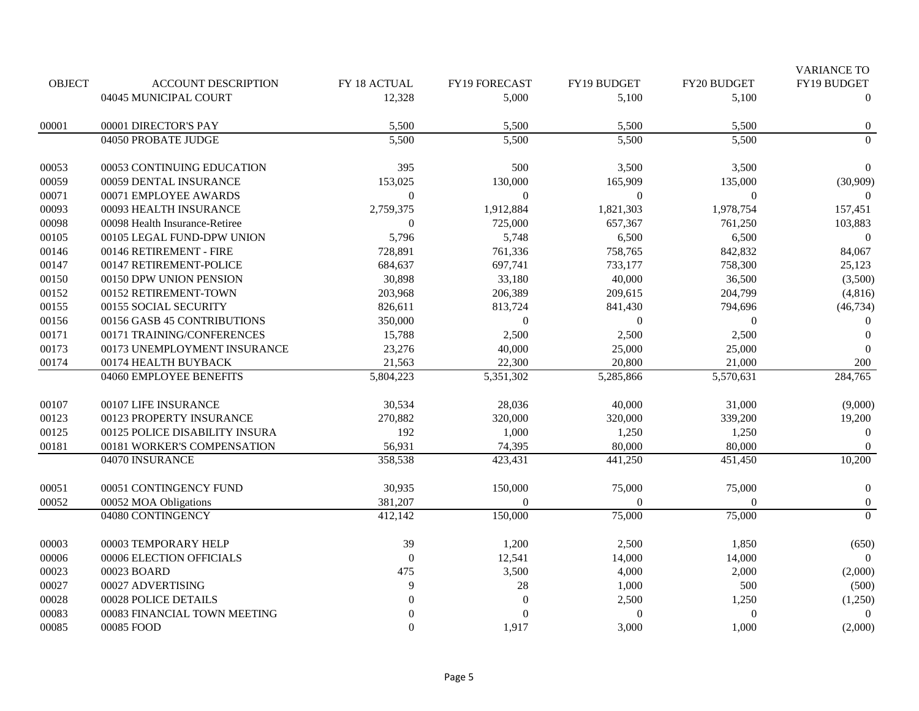| OBJECT | ACCOUNT DESCRIPTION | FY 18 ACTUAL | FY19 FORECAST | FY19 BUDGET | FY20 BUDGET | VARIANCE TO FY19 BUDGET |
|---|---|---|---|---|---|---|
| | 04045 MUNICIPAL COURT | 12,328 | 5,000 | 5,100 | 5,100 | 0 |
| | | | | | | |
| 00001 | 00001 DIRECTOR'S PAY | 5,500 | 5,500 | 5,500 | 5,500 | 0 |
| | 04050 PROBATE JUDGE | 5,500 | 5,500 | 5,500 | 5,500 | 0 |
| | | | | | | |
| 00053 | 00053 CONTINUING EDUCATION | 395 | 500 | 3,500 | 3,500 | 0 |
| 00059 | 00059 DENTAL INSURANCE | 153,025 | 130,000 | 165,909 | 135,000 | (30,909) |
| 00071 | 00071 EMPLOYEE AWARDS | 0 | 0 | 0 | 0 | 0 |
| 00093 | 00093 HEALTH INSURANCE | 2,759,375 | 1,912,884 | 1,821,303 | 1,978,754 | 157,451 |
| 00098 | 00098 Health Insurance-Retiree | 0 | 725,000 | 657,367 | 761,250 | 103,883 |
| 00105 | 00105 LEGAL FUND-DPW UNION | 5,796 | 5,748 | 6,500 | 6,500 | 0 |
| 00146 | 00146 RETIREMENT - FIRE | 728,891 | 761,336 | 758,765 | 842,832 | 84,067 |
| 00147 | 00147 RETIREMENT-POLICE | 684,637 | 697,741 | 733,177 | 758,300 | 25,123 |
| 00150 | 00150 DPW UNION PENSION | 30,898 | 33,180 | 40,000 | 36,500 | (3,500) |
| 00152 | 00152 RETIREMENT-TOWN | 203,968 | 206,389 | 209,615 | 204,799 | (4,816) |
| 00155 | 00155 SOCIAL SECURITY | 826,611 | 813,724 | 841,430 | 794,696 | (46,734) |
| 00156 | 00156 GASB 45 CONTRIBUTIONS | 350,000 | 0 | 0 | 0 | 0 |
| 00171 | 00171 TRAINING/CONFERENCES | 15,788 | 2,500 | 2,500 | 2,500 | 0 |
| 00173 | 00173 UNEMPLOYMENT INSURANCE | 23,276 | 40,000 | 25,000 | 25,000 | 0 |
| 00174 | 00174 HEALTH BUYBACK | 21,563 | 22,300 | 20,800 | 21,000 | 200 |
| | 04060 EMPLOYEE BENEFITS | 5,804,223 | 5,351,302 | 5,285,866 | 5,570,631 | 284,765 |
| | | | | | | |
| 00107 | 00107 LIFE INSURANCE | 30,534 | 28,036 | 40,000 | 31,000 | (9,000) |
| 00123 | 00123 PROPERTY INSURANCE | 270,882 | 320,000 | 320,000 | 339,200 | 19,200 |
| 00125 | 00125 POLICE DISABILITY INSURA | 192 | 1,000 | 1,250 | 1,250 | 0 |
| 00181 | 00181 WORKER'S COMPENSATION | 56,931 | 74,395 | 80,000 | 80,000 | 0 |
| | 04070 INSURANCE | 358,538 | 423,431 | 441,250 | 451,450 | 10,200 |
| | | | | | | |
| 00051 | 00051 CONTINGENCY FUND | 30,935 | 150,000 | 75,000 | 75,000 | 0 |
| 00052 | 00052 MOA Obligations | 381,207 | 0 | 0 | 0 | 0 |
| | 04080 CONTINGENCY | 412,142 | 150,000 | 75,000 | 75,000 | 0 |
| | | | | | | |
| 00003 | 00003 TEMPORARY HELP | 39 | 1,200 | 2,500 | 1,850 | (650) |
| 00006 | 00006 ELECTION OFFICIALS | 0 | 12,541 | 14,000 | 14,000 | 0 |
| 00023 | 00023 BOARD | 475 | 3,500 | 4,000 | 2,000 | (2,000) |
| 00027 | 00027 ADVERTISING | 9 | 28 | 1,000 | 500 | (500) |
| 00028 | 00028 POLICE DETAILS | 0 | 0 | 2,500 | 1,250 | (1,250) |
| 00083 | 00083 FINANCIAL TOWN MEETING | 0 | 0 | 0 | 0 | 0 |
| 00085 | 00085 FOOD | 0 | 1,917 | 3,000 | 1,000 | (2,000) |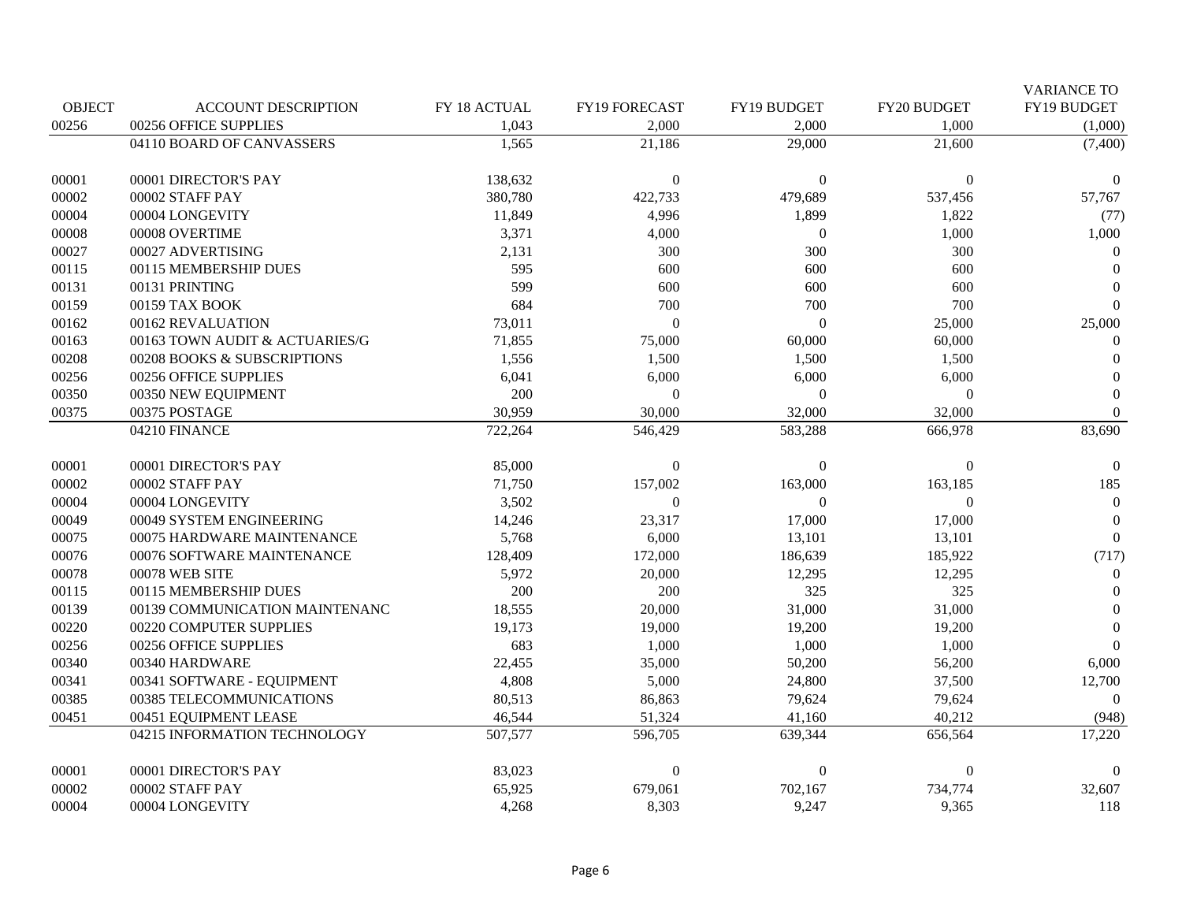| OBJECT | ACCOUNT DESCRIPTION | FY 18 ACTUAL | FY19 FORECAST | FY19 BUDGET | FY20 BUDGET | VARIANCE TO FY19 BUDGET |
|---|---|---|---|---|---|---|
| 00256 | 00256 OFFICE SUPPLIES | 1,043 | 2,000 | 2,000 | 1,000 | (1,000) |
| | 04110 BOARD OF CANVASSERS | 1,565 | 21,186 | 29,000 | 21,600 | (7,400) |
| | | | | | | |
| 00001 | 00001 DIRECTOR'S PAY | 138,632 | 0 | 0 | 0 | 0 |
| 00002 | 00002 STAFF PAY | 380,780 | 422,733 | 479,689 | 537,456 | 57,767 |
| 00004 | 00004 LONGEVITY | 11,849 | 4,996 | 1,899 | 1,822 | (77) |
| 00008 | 00008 OVERTIME | 3,371 | 4,000 | 0 | 1,000 | 1,000 |
| 00027 | 00027 ADVERTISING | 2,131 | 300 | 300 | 300 | 0 |
| 00115 | 00115 MEMBERSHIP DUES | 595 | 600 | 600 | 600 | 0 |
| 00131 | 00131 PRINTING | 599 | 600 | 600 | 600 | 0 |
| 00159 | 00159 TAX BOOK | 684 | 700 | 700 | 700 | 0 |
| 00162 | 00162 REVALUATION | 73,011 | 0 | 0 | 25,000 | 25,000 |
| 00163 | 00163 TOWN AUDIT & ACTUARIES/G | 71,855 | 75,000 | 60,000 | 60,000 | 0 |
| 00208 | 00208 BOOKS & SUBSCRIPTIONS | 1,556 | 1,500 | 1,500 | 1,500 | 0 |
| 00256 | 00256 OFFICE SUPPLIES | 6,041 | 6,000 | 6,000 | 6,000 | 0 |
| 00350 | 00350 NEW EQUIPMENT | 200 | 0 | 0 | 0 | 0 |
| 00375 | 00375 POSTAGE | 30,959 | 30,000 | 32,000 | 32,000 | 0 |
| | 04210 FINANCE | 722,264 | 546,429 | 583,288 | 666,978 | 83,690 |
| | | | | | | |
| 00001 | 00001 DIRECTOR'S PAY | 85,000 | 0 | 0 | 0 | 0 |
| 00002 | 00002 STAFF PAY | 71,750 | 157,002 | 163,000 | 163,185 | 185 |
| 00004 | 00004 LONGEVITY | 3,502 | 0 | 0 | 0 | 0 |
| 00049 | 00049 SYSTEM ENGINEERING | 14,246 | 23,317 | 17,000 | 17,000 | 0 |
| 00075 | 00075 HARDWARE MAINTENANCE | 5,768 | 6,000 | 13,101 | 13,101 | 0 |
| 00076 | 00076 SOFTWARE MAINTENANCE | 128,409 | 172,000 | 186,639 | 185,922 | (717) |
| 00078 | 00078 WEB SITE | 5,972 | 20,000 | 12,295 | 12,295 | 0 |
| 00115 | 00115 MEMBERSHIP DUES | 200 | 200 | 325 | 325 | 0 |
| 00139 | 00139 COMMUNICATION MAINTENANC | 18,555 | 20,000 | 31,000 | 31,000 | 0 |
| 00220 | 00220 COMPUTER SUPPLIES | 19,173 | 19,000 | 19,200 | 19,200 | 0 |
| 00256 | 00256 OFFICE SUPPLIES | 683 | 1,000 | 1,000 | 1,000 | 0 |
| 00340 | 00340 HARDWARE | 22,455 | 35,000 | 50,200 | 56,200 | 6,000 |
| 00341 | 00341 SOFTWARE - EQUIPMENT | 4,808 | 5,000 | 24,800 | 37,500 | 12,700 |
| 00385 | 00385 TELECOMMUNICATIONS | 80,513 | 86,863 | 79,624 | 79,624 | 0 |
| 00451 | 00451 EQUIPMENT LEASE | 46,544 | 51,324 | 41,160 | 40,212 | (948) |
| | 04215 INFORMATION TECHNOLOGY | 507,577 | 596,705 | 639,344 | 656,564 | 17,220 |
| | | | | | | |
| 00001 | 00001 DIRECTOR'S PAY | 83,023 | 0 | 0 | 0 | 0 |
| 00002 | 00002 STAFF PAY | 65,925 | 679,061 | 702,167 | 734,774 | 32,607 |
| 00004 | 00004 LONGEVITY | 4,268 | 8,303 | 9,247 | 9,365 | 118 |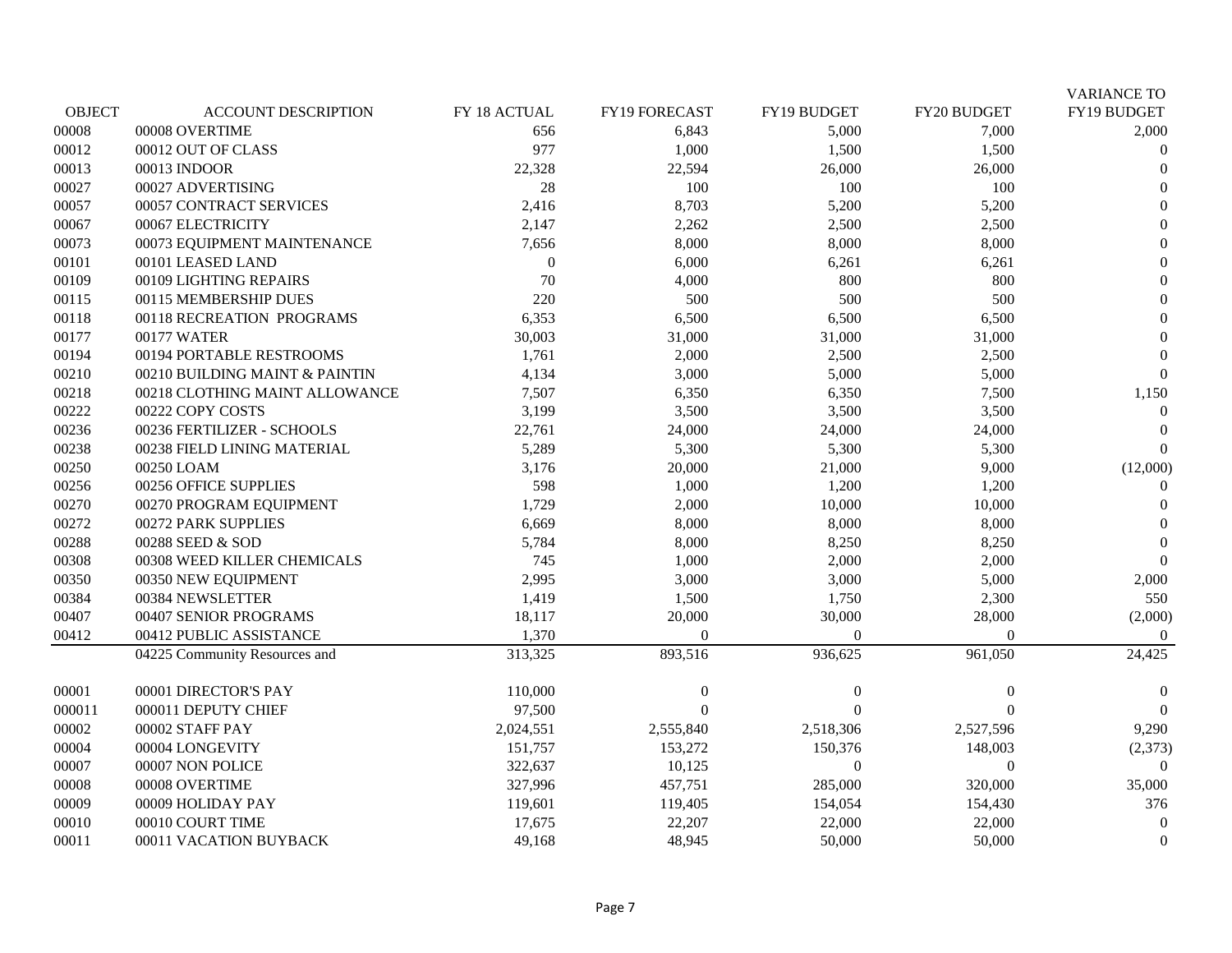| OBJECT | ACCOUNT DESCRIPTION | FY 18 ACTUAL | FY19 FORECAST | FY19 BUDGET | FY20 BUDGET | VARIANCE TO FY19 BUDGET |
|---|---|---|---|---|---|---|
| 00008 | 00008 OVERTIME | 656 | 6,843 | 5,000 | 7,000 | 2,000 |
| 00012 | 00012 OUT OF CLASS | 977 | 1,000 | 1,500 | 1,500 | 0 |
| 00013 | 00013 INDOOR | 22,328 | 22,594 | 26,000 | 26,000 | 0 |
| 00027 | 00027 ADVERTISING | 28 | 100 | 100 | 100 | 0 |
| 00057 | 00057 CONTRACT SERVICES | 2,416 | 8,703 | 5,200 | 5,200 | 0 |
| 00067 | 00067 ELECTRICITY | 2,147 | 2,262 | 2,500 | 2,500 | 0 |
| 00073 | 00073 EQUIPMENT MAINTENANCE | 7,656 | 8,000 | 8,000 | 8,000 | 0 |
| 00101 | 00101 LEASED LAND | 0 | 6,000 | 6,261 | 6,261 | 0 |
| 00109 | 00109 LIGHTING REPAIRS | 70 | 4,000 | 800 | 800 | 0 |
| 00115 | 00115 MEMBERSHIP DUES | 220 | 500 | 500 | 500 | 0 |
| 00118 | 00118 RECREATION PROGRAMS | 6,353 | 6,500 | 6,500 | 6,500 | 0 |
| 00177 | 00177 WATER | 30,003 | 31,000 | 31,000 | 31,000 | 0 |
| 00194 | 00194 PORTABLE RESTROOMS | 1,761 | 2,000 | 2,500 | 2,500 | 0 |
| 00210 | 00210 BUILDING MAINT & PAINTIN | 4,134 | 3,000 | 5,000 | 5,000 | 0 |
| 00218 | 00218 CLOTHING MAINT ALLOWANCE | 7,507 | 6,350 | 6,350 | 7,500 | 1,150 |
| 00222 | 00222 COPY COSTS | 3,199 | 3,500 | 3,500 | 3,500 | 0 |
| 00236 | 00236 FERTILIZER - SCHOOLS | 22,761 | 24,000 | 24,000 | 24,000 | 0 |
| 00238 | 00238 FIELD LINING MATERIAL | 5,289 | 5,300 | 5,300 | 5,300 | 0 |
| 00250 | 00250 LOAM | 3,176 | 20,000 | 21,000 | 9,000 | (12,000) |
| 00256 | 00256 OFFICE SUPPLIES | 598 | 1,000 | 1,200 | 1,200 | 0 |
| 00270 | 00270 PROGRAM EQUIPMENT | 1,729 | 2,000 | 10,000 | 10,000 | 0 |
| 00272 | 00272 PARK SUPPLIES | 6,669 | 8,000 | 8,000 | 8,000 | 0 |
| 00288 | 00288 SEED & SOD | 5,784 | 8,000 | 8,250 | 8,250 | 0 |
| 00308 | 00308 WEED KILLER CHEMICALS | 745 | 1,000 | 2,000 | 2,000 | 0 |
| 00350 | 00350 NEW EQUIPMENT | 2,995 | 3,000 | 3,000 | 5,000 | 2,000 |
| 00384 | 00384 NEWSLETTER | 1,419 | 1,500 | 1,750 | 2,300 | 550 |
| 00407 | 00407 SENIOR PROGRAMS | 18,117 | 20,000 | 30,000 | 28,000 | (2,000) |
| 00412 | 00412 PUBLIC ASSISTANCE | 1,370 | 0 | 0 | 0 | 0 |
| | 04225 Community Resources and | 313,325 | 893,516 | 936,625 | 961,050 | 24,425 |
| | | | | | | |
| 00001 | 00001 DIRECTOR'S PAY | 110,000 | 0 | 0 | 0 | 0 |
| 000011 | 000011 DEPUTY CHIEF | 97,500 | 0 | 0 | 0 | 0 |
| 00002 | 00002 STAFF PAY | 2,024,551 | 2,555,840 | 2,518,306 | 2,527,596 | 9,290 |
| 00004 | 00004 LONGEVITY | 151,757 | 153,272 | 150,376 | 148,003 | (2,373) |
| 00007 | 00007 NON POLICE | 322,637 | 10,125 | 0 | 0 | 0 |
| 00008 | 00008 OVERTIME | 327,996 | 457,751 | 285,000 | 320,000 | 35,000 |
| 00009 | 00009 HOLIDAY PAY | 119,601 | 119,405 | 154,054 | 154,430 | 376 |
| 00010 | 00010 COURT TIME | 17,675 | 22,207 | 22,000 | 22,000 | 0 |
| 00011 | 00011 VACATION BUYBACK | 49,168 | 48,945 | 50,000 | 50,000 | 0 |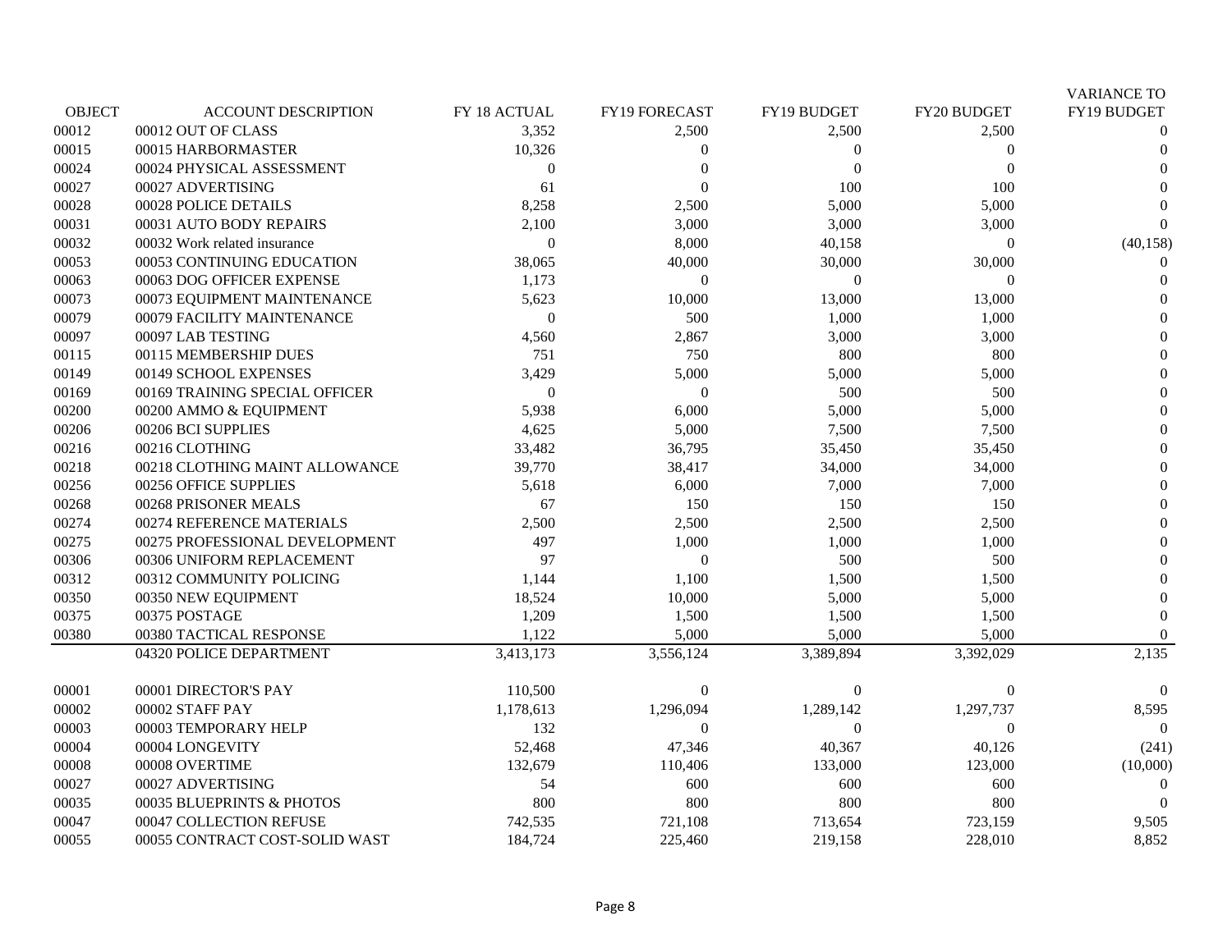| OBJECT | ACCOUNT DESCRIPTION | FY 18 ACTUAL | FY19 FORECAST | FY19 BUDGET | FY20 BUDGET | VARIANCE TO FY19 BUDGET |
|---|---|---|---|---|---|---|
| 00012 | 00012 OUT OF CLASS | 3,352 | 2,500 | 2,500 | 2,500 | 0 |
| 00015 | 00015 HARBORMASTER | 10,326 | 0 | 0 | 0 | 0 |
| 00024 | 00024 PHYSICAL ASSESSMENT | 0 | 0 | 0 | 0 | 0 |
| 00027 | 00027 ADVERTISING | 61 | 0 | 100 | 100 | 0 |
| 00028 | 00028 POLICE DETAILS | 8,258 | 2,500 | 5,000 | 5,000 | 0 |
| 00031 | 00031 AUTO BODY REPAIRS | 2,100 | 3,000 | 3,000 | 3,000 | 0 |
| 00032 | 00032 Work related insurance | 0 | 8,000 | 40,158 | 0 | (40,158) |
| 00053 | 00053 CONTINUING EDUCATION | 38,065 | 40,000 | 30,000 | 30,000 | 0 |
| 00063 | 00063 DOG OFFICER EXPENSE | 1,173 | 0 | 0 | 0 | 0 |
| 00073 | 00073 EQUIPMENT MAINTENANCE | 5,623 | 10,000 | 13,000 | 13,000 | 0 |
| 00079 | 00079 FACILITY MAINTENANCE | 0 | 500 | 1,000 | 1,000 | 0 |
| 00097 | 00097 LAB TESTING | 4,560 | 2,867 | 3,000 | 3,000 | 0 |
| 00115 | 00115 MEMBERSHIP DUES | 751 | 750 | 800 | 800 | 0 |
| 00149 | 00149 SCHOOL EXPENSES | 3,429 | 5,000 | 5,000 | 5,000 | 0 |
| 00169 | 00169 TRAINING SPECIAL OFFICER | 0 | 0 | 500 | 500 | 0 |
| 00200 | 00200 AMMO & EQUIPMENT | 5,938 | 6,000 | 5,000 | 5,000 | 0 |
| 00206 | 00206 BCI SUPPLIES | 4,625 | 5,000 | 7,500 | 7,500 | 0 |
| 00216 | 00216 CLOTHING | 33,482 | 36,795 | 35,450 | 35,450 | 0 |
| 00218 | 00218 CLOTHING MAINT ALLOWANCE | 39,770 | 38,417 | 34,000 | 34,000 | 0 |
| 00256 | 00256 OFFICE SUPPLIES | 5,618 | 6,000 | 7,000 | 7,000 | 0 |
| 00268 | 00268 PRISONER MEALS | 67 | 150 | 150 | 150 | 0 |
| 00274 | 00274 REFERENCE MATERIALS | 2,500 | 2,500 | 2,500 | 2,500 | 0 |
| 00275 | 00275 PROFESSIONAL DEVELOPMENT | 497 | 1,000 | 1,000 | 1,000 | 0 |
| 00306 | 00306 UNIFORM REPLACEMENT | 97 | 0 | 500 | 500 | 0 |
| 00312 | 00312 COMMUNITY POLICING | 1,144 | 1,100 | 1,500 | 1,500 | 0 |
| 00350 | 00350 NEW EQUIPMENT | 18,524 | 10,000 | 5,000 | 5,000 | 0 |
| 00375 | 00375 POSTAGE | 1,209 | 1,500 | 1,500 | 1,500 | 0 |
| 00380 | 00380 TACTICAL RESPONSE | 1,122 | 5,000 | 5,000 | 5,000 | 0 |
| | 04320 POLICE DEPARTMENT | 3,413,173 | 3,556,124 | 3,389,894 | 3,392,029 | 2,135 |
| | | | | | | |
| 00001 | 00001 DIRECTOR'S PAY | 110,500 | 0 | 0 | 0 | 0 |
| 00002 | 00002 STAFF PAY | 1,178,613 | 1,296,094 | 1,289,142 | 1,297,737 | 8,595 |
| 00003 | 00003 TEMPORARY HELP | 132 | 0 | 0 | 0 | 0 |
| 00004 | 00004 LONGEVITY | 52,468 | 47,346 | 40,367 | 40,126 | (241) |
| 00008 | 00008 OVERTIME | 132,679 | 110,406 | 133,000 | 123,000 | (10,000) |
| 00027 | 00027 ADVERTISING | 54 | 600 | 600 | 600 | 0 |
| 00035 | 00035 BLUEPRINTS & PHOTOS | 800 | 800 | 800 | 800 | 0 |
| 00047 | 00047 COLLECTION REFUSE | 742,535 | 721,108 | 713,654 | 723,159 | 9,505 |
| 00055 | 00055 CONTRACT COST-SOLID WAST | 184,724 | 225,460 | 219,158 | 228,010 | 8,852 |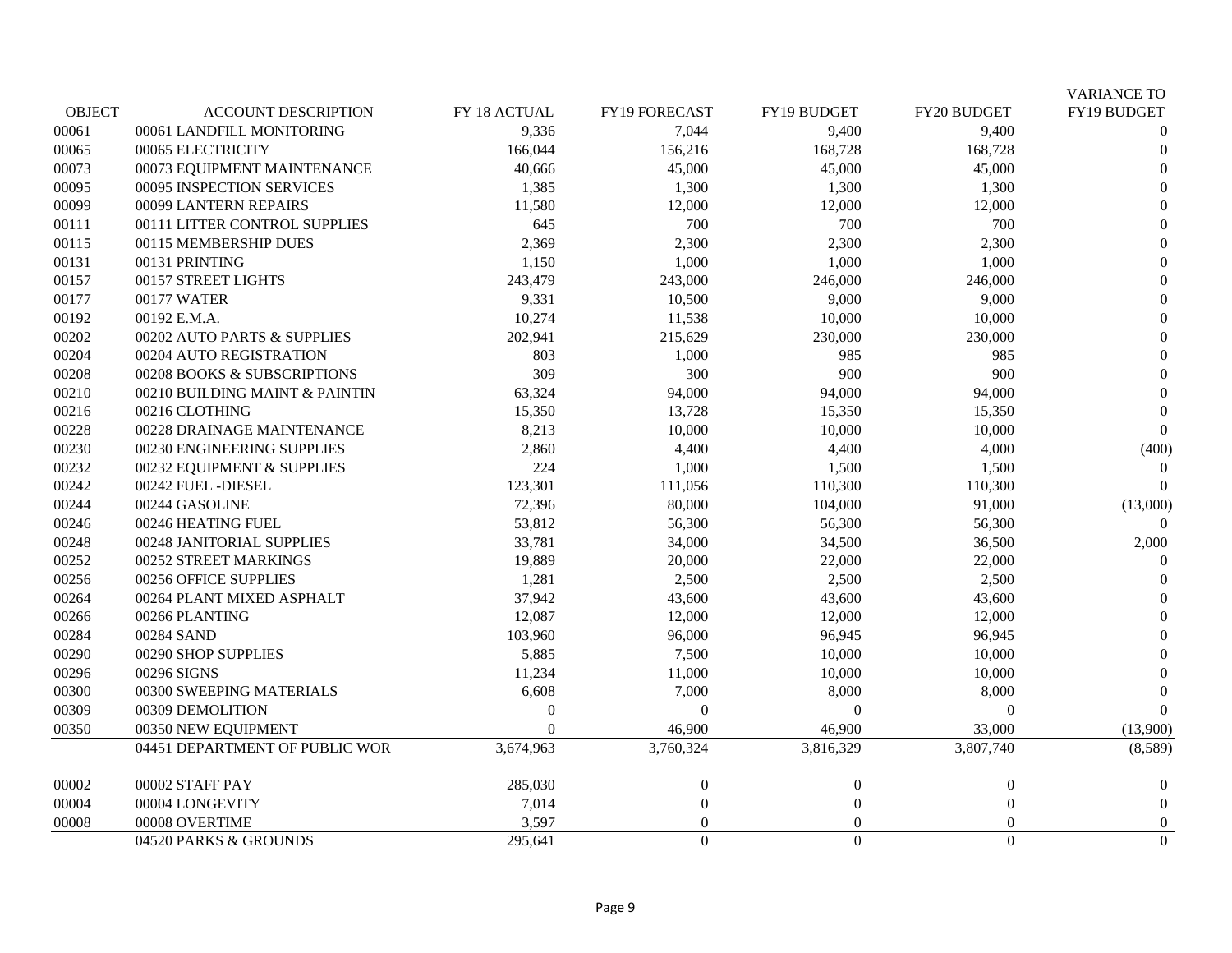| OBJECT | ACCOUNT DESCRIPTION | FY 18 ACTUAL | FY19 FORECAST | FY19 BUDGET | FY20 BUDGET | VARIANCE TO FY19 BUDGET |
|---|---|---|---|---|---|---|
| 00061 | 00061 LANDFILL MONITORING | 9,336 | 7,044 | 9,400 | 9,400 | 0 |
| 00065 | 00065 ELECTRICITY | 166,044 | 156,216 | 168,728 | 168,728 | 0 |
| 00073 | 00073 EQUIPMENT MAINTENANCE | 40,666 | 45,000 | 45,000 | 45,000 | 0 |
| 00095 | 00095 INSPECTION SERVICES | 1,385 | 1,300 | 1,300 | 1,300 | 0 |
| 00099 | 00099 LANTERN REPAIRS | 11,580 | 12,000 | 12,000 | 12,000 | 0 |
| 00111 | 00111 LITTER CONTROL SUPPLIES | 645 | 700 | 700 | 700 | 0 |
| 00115 | 00115 MEMBERSHIP DUES | 2,369 | 2,300 | 2,300 | 2,300 | 0 |
| 00131 | 00131 PRINTING | 1,150 | 1,000 | 1,000 | 1,000 | 0 |
| 00157 | 00157 STREET LIGHTS | 243,479 | 243,000 | 246,000 | 246,000 | 0 |
| 00177 | 00177 WATER | 9,331 | 10,500 | 9,000 | 9,000 | 0 |
| 00192 | 00192 E.M.A. | 10,274 | 11,538 | 10,000 | 10,000 | 0 |
| 00202 | 00202 AUTO PARTS & SUPPLIES | 202,941 | 215,629 | 230,000 | 230,000 | 0 |
| 00204 | 00204 AUTO REGISTRATION | 803 | 1,000 | 985 | 985 | 0 |
| 00208 | 00208 BOOKS & SUBSCRIPTIONS | 309 | 300 | 900 | 900 | 0 |
| 00210 | 00210 BUILDING MAINT & PAINTIN | 63,324 | 94,000 | 94,000 | 94,000 | 0 |
| 00216 | 00216 CLOTHING | 15,350 | 13,728 | 15,350 | 15,350 | 0 |
| 00228 | 00228 DRAINAGE MAINTENANCE | 8,213 | 10,000 | 10,000 | 10,000 | 0 |
| 00230 | 00230 ENGINEERING SUPPLIES | 2,860 | 4,400 | 4,400 | 4,000 | (400) |
| 00232 | 00232 EQUIPMENT & SUPPLIES | 224 | 1,000 | 1,500 | 1,500 | 0 |
| 00242 | 00242 FUEL -DIESEL | 123,301 | 111,056 | 110,300 | 110,300 | 0 |
| 00244 | 00244 GASOLINE | 72,396 | 80,000 | 104,000 | 91,000 | (13,000) |
| 00246 | 00246 HEATING FUEL | 53,812 | 56,300 | 56,300 | 56,300 | 0 |
| 00248 | 00248 JANITORIAL SUPPLIES | 33,781 | 34,000 | 34,500 | 36,500 | 2,000 |
| 00252 | 00252 STREET MARKINGS | 19,889 | 20,000 | 22,000 | 22,000 | 0 |
| 00256 | 00256 OFFICE SUPPLIES | 1,281 | 2,500 | 2,500 | 2,500 | 0 |
| 00264 | 00264 PLANT MIXED ASPHALT | 37,942 | 43,600 | 43,600 | 43,600 | 0 |
| 00266 | 00266 PLANTING | 12,087 | 12,000 | 12,000 | 12,000 | 0 |
| 00284 | 00284 SAND | 103,960 | 96,000 | 96,945 | 96,945 | 0 |
| 00290 | 00290 SHOP SUPPLIES | 5,885 | 7,500 | 10,000 | 10,000 | 0 |
| 00296 | 00296 SIGNS | 11,234 | 11,000 | 10,000 | 10,000 | 0 |
| 00300 | 00300 SWEEPING MATERIALS | 6,608 | 7,000 | 8,000 | 8,000 | 0 |
| 00309 | 00309 DEMOLITION | 0 | 0 | 0 | 0 | 0 |
| 00350 | 00350 NEW EQUIPMENT | 0 | 46,900 | 46,900 | 33,000 | (13,900) |
| | 04451 DEPARTMENT OF PUBLIC WOR | 3,674,963 | 3,760,324 | 3,816,329 | 3,807,740 | (8,589) |
| | | | | | | |
| 00002 | 00002 STAFF PAY | 285,030 | 0 | 0 | 0 | 0 |
| 00004 | 00004 LONGEVITY | 7,014 | 0 | 0 | 0 | 0 |
| 00008 | 00008 OVERTIME | 3,597 | 0 | 0 | 0 | 0 |
| | 04520 PARKS & GROUNDS | 295,641 | 0 | 0 | 0 | 0 |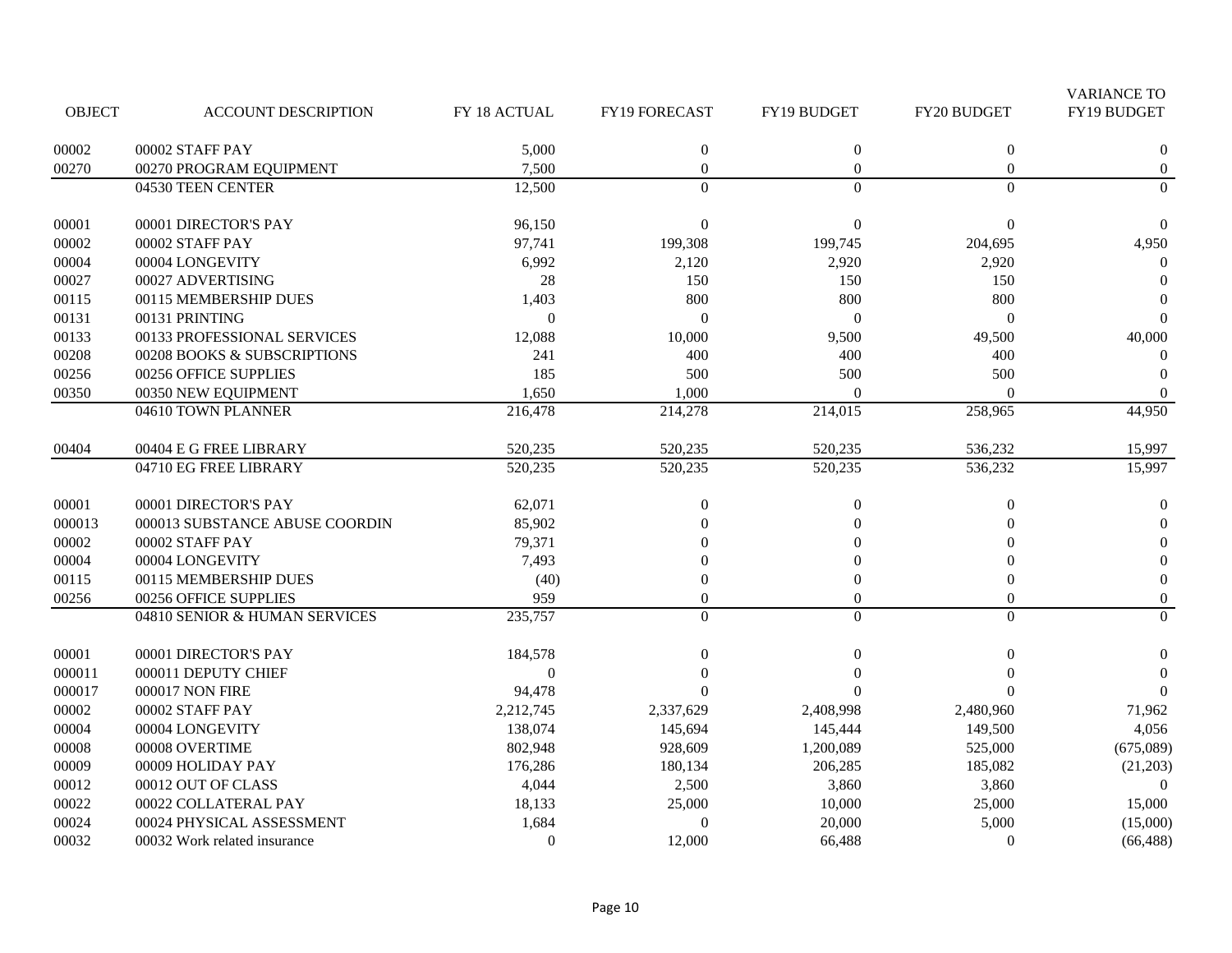| OBJECT | ACCOUNT DESCRIPTION | FY 18 ACTUAL | FY19 FORECAST | FY19 BUDGET | FY20 BUDGET | VARIANCE TO FY19 BUDGET |
|---|---|---|---|---|---|---|
| 00002 | 00002 STAFF PAY | 5,000 | 0 | 0 | 0 | 0 |
| 00270 | 00270 PROGRAM EQUIPMENT | 7,500 | 0 | 0 | 0 | 0 |
| | 04530 TEEN CENTER | 12,500 | 0 | 0 | 0 | 0 |
| | | | | | | |
| 00001 | 00001 DIRECTOR'S PAY | 96,150 | 0 | 0 | 0 | 0 |
| 00002 | 00002 STAFF PAY | 97,741 | 199,308 | 199,745 | 204,695 | 4,950 |
| 00004 | 00004 LONGEVITY | 6,992 | 2,120 | 2,920 | 2,920 | 0 |
| 00027 | 00027 ADVERTISING | 28 | 150 | 150 | 150 | 0 |
| 00115 | 00115 MEMBERSHIP DUES | 1,403 | 800 | 800 | 800 | 0 |
| 00131 | 00131 PRINTING | 0 | 0 | 0 | 0 | 0 |
| 00133 | 00133 PROFESSIONAL SERVICES | 12,088 | 10,000 | 9,500 | 49,500 | 40,000 |
| 00208 | 00208 BOOKS & SUBSCRIPTIONS | 241 | 400 | 400 | 400 | 0 |
| 00256 | 00256 OFFICE SUPPLIES | 185 | 500 | 500 | 500 | 0 |
| 00350 | 00350 NEW EQUIPMENT | 1,650 | 1,000 | 0 | 0 | 0 |
| | 04610 TOWN PLANNER | 216,478 | 214,278 | 214,015 | 258,965 | 44,950 |
| | | | | | | |
| 00404 | 00404 E G FREE LIBRARY | 520,235 | 520,235 | 520,235 | 536,232 | 15,997 |
| | 04710 EG FREE LIBRARY | 520,235 | 520,235 | 520,235 | 536,232 | 15,997 |
| | | | | | | |
| 00001 | 00001 DIRECTOR'S PAY | 62,071 | 0 | 0 | 0 | 0 |
| 000013 | 000013 SUBSTANCE ABUSE COORDIN | 85,902 | 0 | 0 | 0 | 0 |
| 00002 | 00002 STAFF PAY | 79,371 | 0 | 0 | 0 | 0 |
| 00004 | 00004 LONGEVITY | 7,493 | 0 | 0 | 0 | 0 |
| 00115 | 00115 MEMBERSHIP DUES | (40) | 0 | 0 | 0 | 0 |
| 00256 | 00256 OFFICE SUPPLIES | 959 | 0 | 0 | 0 | 0 |
| | 04810 SENIOR & HUMAN SERVICES | 235,757 | 0 | 0 | 0 | 0 |
| | | | | | | |
| 00001 | 00001 DIRECTOR'S PAY | 184,578 | 0 | 0 | 0 | 0 |
| 000011 | 000011 DEPUTY CHIEF | 0 | 0 | 0 | 0 | 0 |
| 000017 | 000017 NON FIRE | 94,478 | 0 | 0 | 0 | 0 |
| 00002 | 00002 STAFF PAY | 2,212,745 | 2,337,629 | 2,408,998 | 2,480,960 | 71,962 |
| 00004 | 00004 LONGEVITY | 138,074 | 145,694 | 145,444 | 149,500 | 4,056 |
| 00008 | 00008 OVERTIME | 802,948 | 928,609 | 1,200,089 | 525,000 | (675,089) |
| 00009 | 00009 HOLIDAY PAY | 176,286 | 180,134 | 206,285 | 185,082 | (21,203) |
| 00012 | 00012 OUT OF CLASS | 4,044 | 2,500 | 3,860 | 3,860 | 0 |
| 00022 | 00022 COLLATERAL PAY | 18,133 | 25,000 | 10,000 | 25,000 | 15,000 |
| 00024 | 00024 PHYSICAL ASSESSMENT | 1,684 | 0 | 20,000 | 5,000 | (15,000) |
| 00032 | 00032 Work related insurance | 0 | 12,000 | 66,488 | 0 | (66,488) |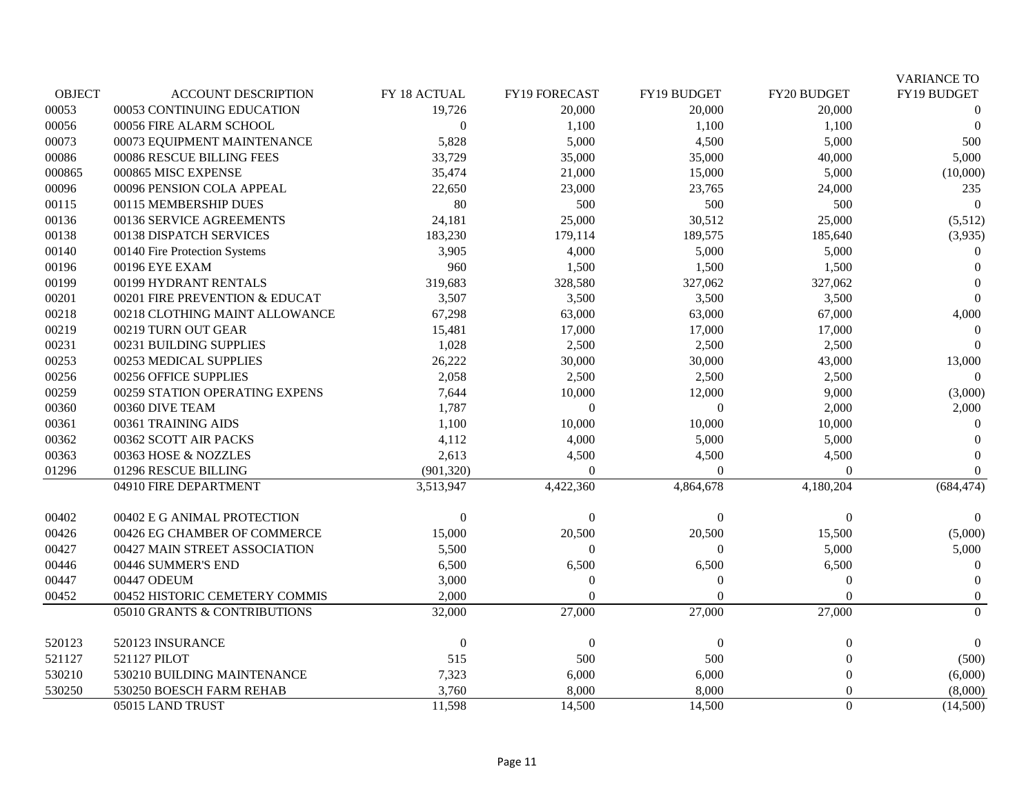| OBJECT | ACCOUNT DESCRIPTION | FY 18 ACTUAL | FY19 FORECAST | FY19 BUDGET | FY20 BUDGET | VARIANCE TO FY19 BUDGET |
|---|---|---|---|---|---|---|
| 00053 | 00053 CONTINUING EDUCATION | 19,726 | 20,000 | 20,000 | 20,000 | 0 |
| 00056 | 00056 FIRE ALARM SCHOOL | 0 | 1,100 | 1,100 | 1,100 | 0 |
| 00073 | 00073 EQUIPMENT MAINTENANCE | 5,828 | 5,000 | 4,500 | 5,000 | 500 |
| 00086 | 00086 RESCUE BILLING FEES | 33,729 | 35,000 | 35,000 | 40,000 | 5,000 |
| 000865 | 000865 MISC EXPENSE | 35,474 | 21,000 | 15,000 | 5,000 | (10,000) |
| 00096 | 00096 PENSION COLA APPEAL | 22,650 | 23,000 | 23,765 | 24,000 | 235 |
| 00115 | 00115 MEMBERSHIP DUES | 80 | 500 | 500 | 500 | 0 |
| 00136 | 00136 SERVICE AGREEMENTS | 24,181 | 25,000 | 30,512 | 25,000 | (5,512) |
| 00138 | 00138 DISPATCH SERVICES | 183,230 | 179,114 | 189,575 | 185,640 | (3,935) |
| 00140 | 00140 Fire Protection Systems | 3,905 | 4,000 | 5,000 | 5,000 | 0 |
| 00196 | 00196 EYE EXAM | 960 | 1,500 | 1,500 | 1,500 | 0 |
| 00199 | 00199 HYDRANT RENTALS | 319,683 | 328,580 | 327,062 | 327,062 | 0 |
| 00201 | 00201 FIRE PREVENTION & EDUCAT | 3,507 | 3,500 | 3,500 | 3,500 | 0 |
| 00218 | 00218 CLOTHING MAINT ALLOWANCE | 67,298 | 63,000 | 63,000 | 67,000 | 4,000 |
| 00219 | 00219 TURN OUT GEAR | 15,481 | 17,000 | 17,000 | 17,000 | 0 |
| 00231 | 00231 BUILDING SUPPLIES | 1,028 | 2,500 | 2,500 | 2,500 | 0 |
| 00253 | 00253 MEDICAL SUPPLIES | 26,222 | 30,000 | 30,000 | 43,000 | 13,000 |
| 00256 | 00256 OFFICE SUPPLIES | 2,058 | 2,500 | 2,500 | 2,500 | 0 |
| 00259 | 00259 STATION OPERATING EXPENS | 7,644 | 10,000 | 12,000 | 9,000 | (3,000) |
| 00360 | 00360 DIVE TEAM | 1,787 | 0 | 0 | 2,000 | 2,000 |
| 00361 | 00361 TRAINING AIDS | 1,100 | 10,000 | 10,000 | 10,000 | 0 |
| 00362 | 00362 SCOTT AIR PACKS | 4,112 | 4,000 | 5,000 | 5,000 | 0 |
| 00363 | 00363 HOSE & NOZZLES | 2,613 | 4,500 | 4,500 | 4,500 | 0 |
| 01296 | 01296 RESCUE BILLING | (901,320) | 0 | 0 | 0 | 0 |
| | 04910 FIRE DEPARTMENT | 3,513,947 | 4,422,360 | 4,864,678 | 4,180,204 | (684,474) |
| | | | | | | |
| 00402 | 00402 E G ANIMAL PROTECTION | 0 | 0 | 0 | 0 | 0 |
| 00426 | 00426 EG CHAMBER OF COMMERCE | 15,000 | 20,500 | 20,500 | 15,500 | (5,000) |
| 00427 | 00427 MAIN STREET ASSOCIATION | 5,500 | 0 | 0 | 5,000 | 5,000 |
| 00446 | 00446 SUMMER'S END | 6,500 | 6,500 | 6,500 | 6,500 | 0 |
| 00447 | 00447 ODEUM | 3,000 | 0 | 0 | 0 | 0 |
| 00452 | 00452 HISTORIC CEMETERY COMMIS | 2,000 | 0 | 0 | 0 | 0 |
| | 05010 GRANTS & CONTRIBUTIONS | 32,000 | 27,000 | 27,000 | 27,000 | 0 |
| | | | | | | |
| 520123 | 520123 INSURANCE | 0 | 0 | 0 | 0 | 0 |
| 521127 | 521127 PILOT | 515 | 500 | 500 | 0 | (500) |
| 530210 | 530210 BUILDING MAINTENANCE | 7,323 | 6,000 | 6,000 | 0 | (6,000) |
| 530250 | 530250 BOESCH FARM REHAB | 3,760 | 8,000 | 8,000 | 0 | (8,000) |
| | 05015 LAND TRUST | 11,598 | 14,500 | 14,500 | 0 | (14,500) |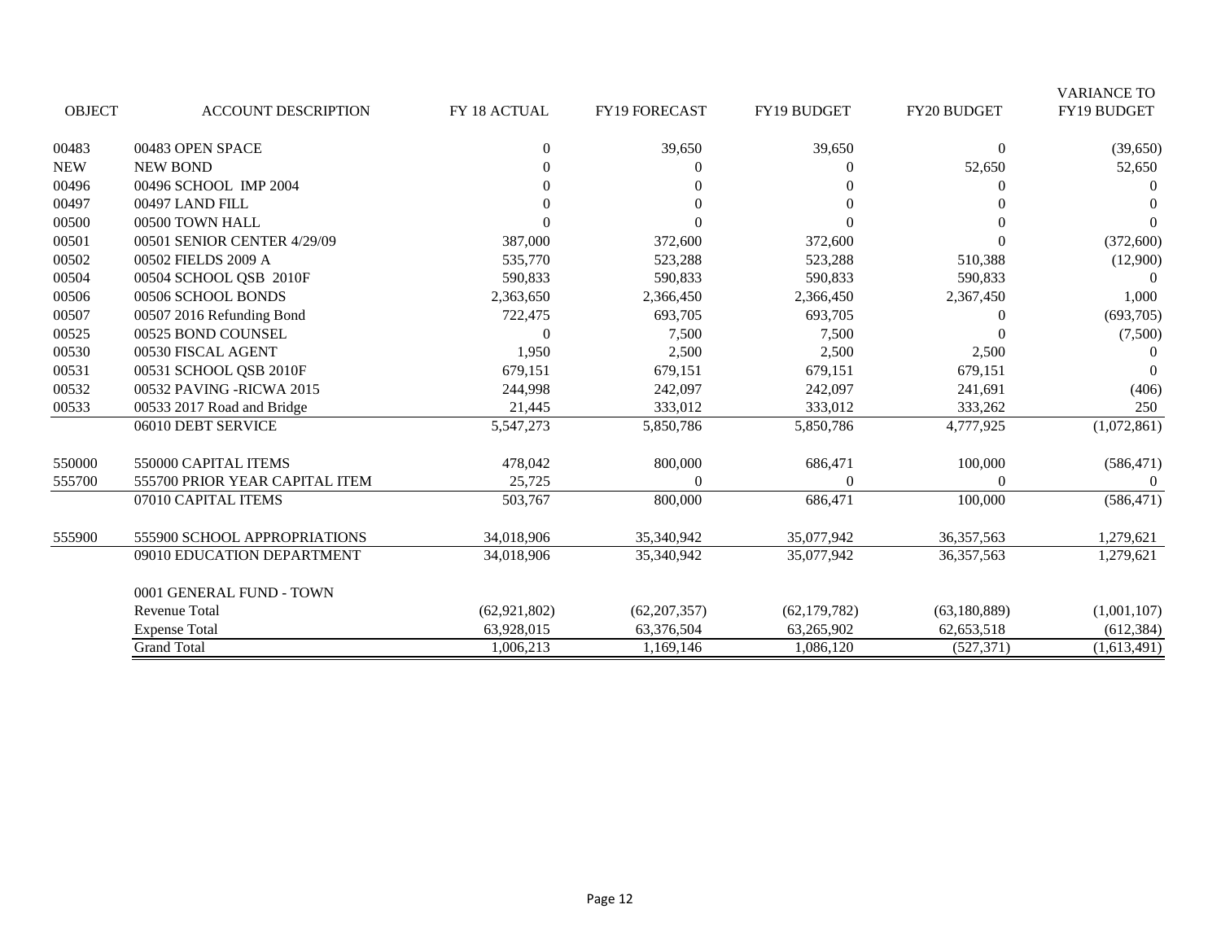| OBJECT | ACCOUNT DESCRIPTION | FY 18 ACTUAL | FY19 FORECAST | FY19 BUDGET | FY20 BUDGET | VARIANCE TO FY19 BUDGET |
|---|---|---|---|---|---|---|
| 00483 | 00483 OPEN SPACE | 0 | 39,650 | 39,650 | 0 | (39,650) |
| NEW | NEW BOND | 0 | 0 | 0 | 52,650 | 52,650 |
| 00496 | 00496 SCHOOL IMP 2004 | 0 | 0 | 0 | 0 | 0 |
| 00497 | 00497 LAND FILL | 0 | 0 | 0 | 0 | 0 |
| 00500 | 00500 TOWN HALL | 0 | 0 | 0 | 0 | 0 |
| 00501 | 00501 SENIOR CENTER 4/29/09 | 387,000 | 372,600 | 372,600 | 0 | (372,600) |
| 00502 | 00502 FIELDS 2009 A | 535,770 | 523,288 | 523,288 | 510,388 | (12,900) |
| 00504 | 00504 SCHOOL QSB 2010F | 590,833 | 590,833 | 590,833 | 590,833 | 0 |
| 00506 | 00506 SCHOOL BONDS | 2,363,650 | 2,366,450 | 2,366,450 | 2,367,450 | 1,000 |
| 00507 | 00507 2016 Refunding Bond | 722,475 | 693,705 | 693,705 | 0 | (693,705) |
| 00525 | 00525 BOND COUNSEL | 0 | 7,500 | 7,500 | 0 | (7,500) |
| 00530 | 00530 FISCAL AGENT | 1,950 | 2,500 | 2,500 | 2,500 | 0 |
| 00531 | 00531 SCHOOL QSB 2010F | 679,151 | 679,151 | 679,151 | 679,151 | 0 |
| 00532 | 00532 PAVING -RICWA 2015 | 244,998 | 242,097 | 242,097 | 241,691 | (406) |
| 00533 | 00533 2017 Road and Bridge | 21,445 | 333,012 | 333,012 | 333,262 | 250 |
| | 06010 DEBT SERVICE | 5,547,273 | 5,850,786 | 5,850,786 | 4,777,925 | (1,072,861) |
| 550000 | 550000 CAPITAL ITEMS | 478,042 | 800,000 | 686,471 | 100,000 | (586,471) |
| 555700 | 555700 PRIOR YEAR CAPITAL ITEM | 25,725 | 0 | 0 | 0 | 0 |
| | 07010 CAPITAL ITEMS | 503,767 | 800,000 | 686,471 | 100,000 | (586,471) |
| 555900 | 555900 SCHOOL APPROPRIATIONS | 34,018,906 | 35,340,942 | 35,077,942 | 36,357,563 | 1,279,621 |
| | 09010 EDUCATION DEPARTMENT | 34,018,906 | 35,340,942 | 35,077,942 | 36,357,563 | 1,279,621 |
| | 0001 GENERAL FUND - TOWN | | | | | |
| | Revenue Total | (62,921,802) | (62,207,357) | (62,179,782) | (63,180,889) | (1,001,107) |
| | Expense Total | 63,928,015 | 63,376,504 | 63,265,902 | 62,653,518 | (612,384) |
| | Grand Total | 1,006,213 | 1,169,146 | 1,086,120 | (527,371) | (1,613,491) |